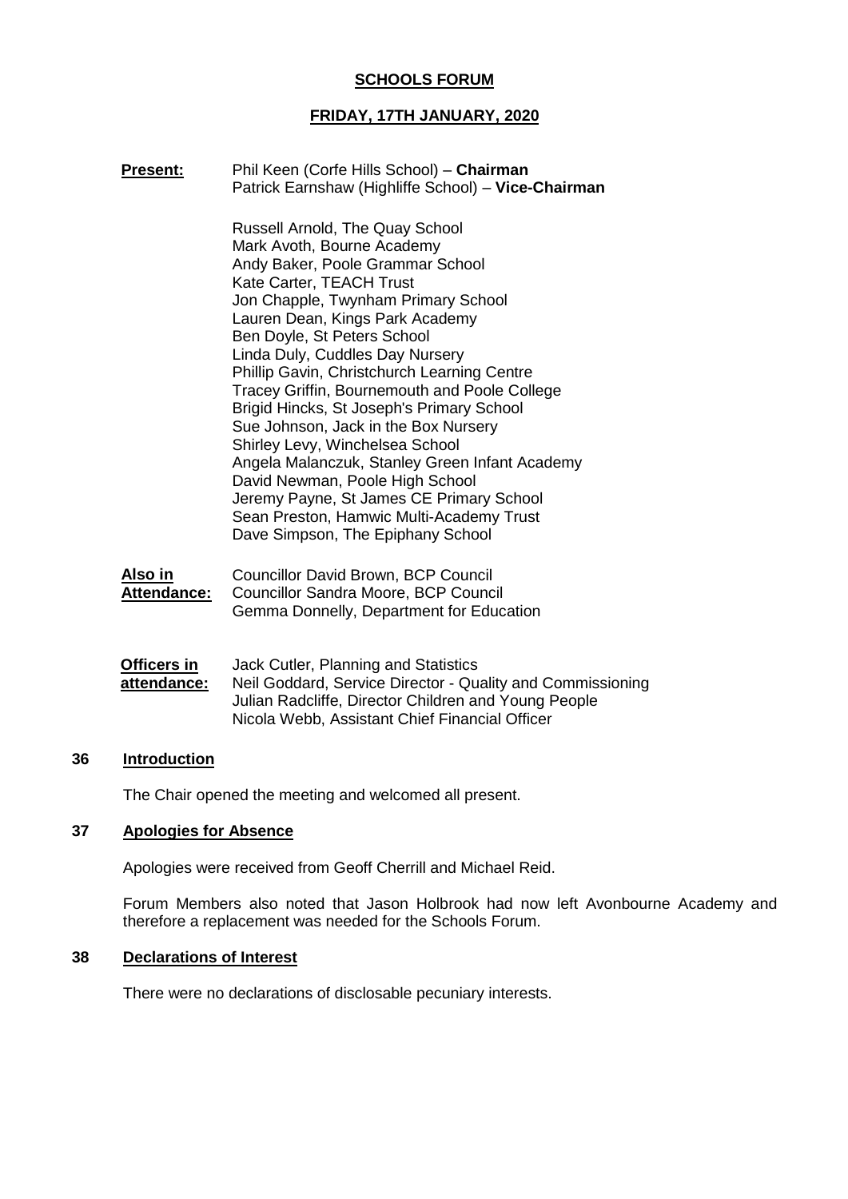# SCHOOLS FORUM

## FRIDAY, 17TH JANUARY, 2020

**Present:** Phil Keen (Corfe Hills School) – **Chairman**
Patrick Earnshaw (Highliffe School) – **Vice-Chairman**

Russell Arnold, The Quay School
Mark Avoth, Bourne Academy
Andy Baker, Poole Grammar School
Kate Carter, TEACH Trust
Jon Chapple, Twynham Primary School
Lauren Dean, Kings Park Academy
Ben Doyle, St Peters School
Linda Duly, Cuddles Day Nursery
Phillip Gavin, Christchurch Learning Centre
Tracey Griffin, Bournemouth and Poole College
Brigid Hincks, St Joseph's Primary School
Sue Johnson, Jack in the Box Nursery
Shirley Levy, Winchelsea School
Angela Malanczuk, Stanley Green Infant Academy
David Newman, Poole High School
Jeremy Payne, St James CE Primary School
Sean Preston, Hamwic Multi-Academy Trust
Dave Simpson, The Epiphany School

**Also in Attendance:** Councillor David Brown, BCP Council
Councillor Sandra Moore, BCP Council
Gemma Donnelly, Department for Education

**Officers in attendance:** Jack Cutler, Planning and Statistics
Neil Goddard, Service Director - Quality and Commissioning
Julian Radcliffe, Director Children and Young People
Nicola Webb, Assistant Chief Financial Officer

### 36 Introduction

The Chair opened the meeting and welcomed all present.

### 37 Apologies for Absence

Apologies were received from Geoff Cherrill and Michael Reid.

Forum Members also noted that Jason Holbrook had now left Avonbourne Academy and therefore a replacement was needed for the Schools Forum.

### 38 Declarations of Interest

There were no declarations of disclosable pecuniary interests.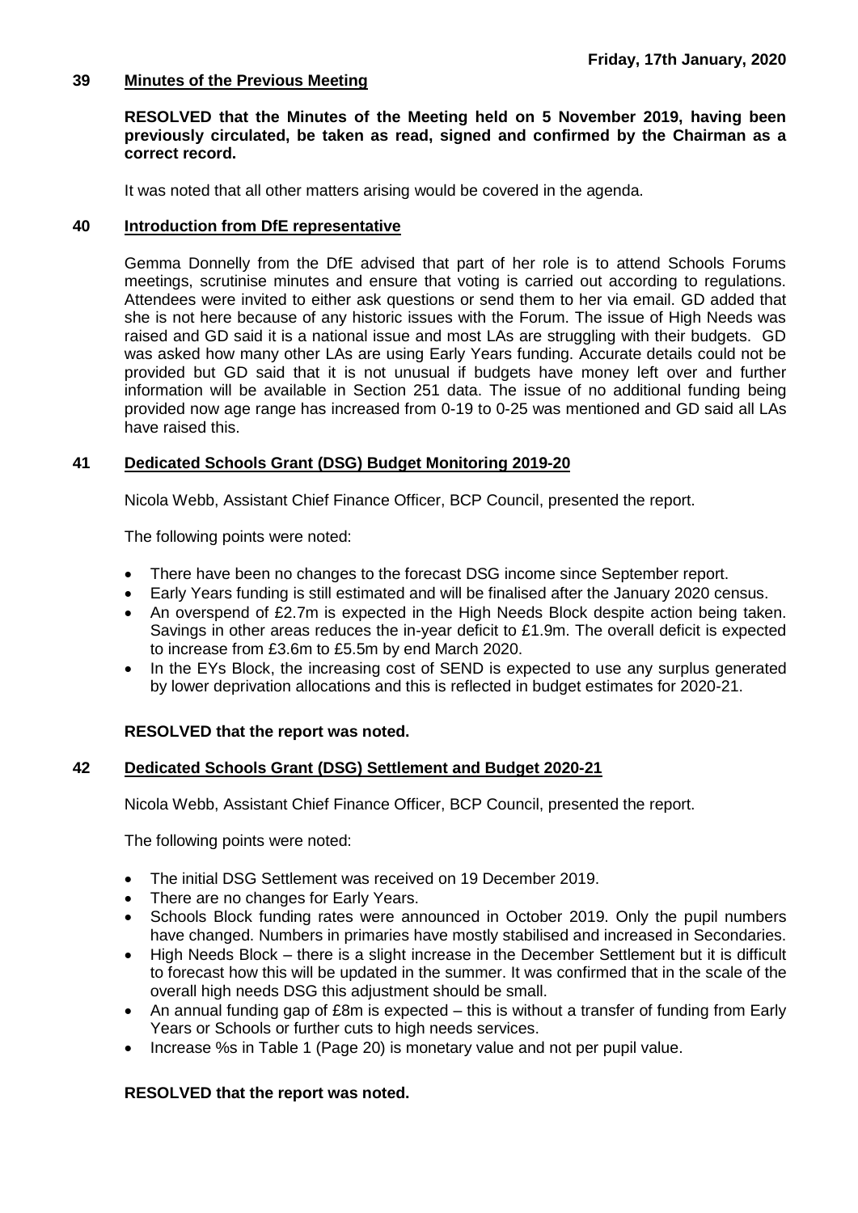## 39 Minutes of the Previous Meeting

**RESOLVED that the Minutes of the Meeting held on 5 November 2019, having been previously circulated, be taken as read, signed and confirmed by the Chairman as a correct record.**

It was noted that all other matters arising would be covered in the agenda.

## 40 Introduction from DfE representative

Gemma Donnelly from the DfE advised that part of her role is to attend Schools Forums meetings, scrutinise minutes and ensure that voting is carried out according to regulations. Attendees were invited to either ask questions or send them to her via email. GD added that she is not here because of any historic issues with the Forum. The issue of High Needs was raised and GD said it is a national issue and most LAs are struggling with their budgets. GD was asked how many other LAs are using Early Years funding. Accurate details could not be provided but GD said that it is not unusual if budgets have money left over and further information will be available in Section 251 data. The issue of no additional funding being provided now age range has increased from 0-19 to 0-25 was mentioned and GD said all LAs have raised this.

## 41 Dedicated Schools Grant (DSG) Budget Monitoring 2019-20

Nicola Webb, Assistant Chief Finance Officer, BCP Council, presented the report.

The following points were noted:

- There have been no changes to the forecast DSG income since September report.
- Early Years funding is still estimated and will be finalised after the January 2020 census.
- An overspend of £2.7m is expected in the High Needs Block despite action being taken. Savings in other areas reduces the in-year deficit to £1.9m. The overall deficit is expected to increase from £3.6m to £5.5m by end March 2020.
- In the EYs Block, the increasing cost of SEND is expected to use any surplus generated by lower deprivation allocations and this is reflected in budget estimates for 2020-21.

**RESOLVED that the report was noted.**

## 42 Dedicated Schools Grant (DSG) Settlement and Budget 2020-21

Nicola Webb, Assistant Chief Finance Officer, BCP Council, presented the report.

The following points were noted:

- The initial DSG Settlement was received on 19 December 2019.
- There are no changes for Early Years.
- Schools Block funding rates were announced in October 2019. Only the pupil numbers have changed. Numbers in primaries have mostly stabilised and increased in Secondaries.
- High Needs Block – there is a slight increase in the December Settlement but it is difficult to forecast how this will be updated in the summer. It was confirmed that in the scale of the overall high needs DSG this adjustment should be small.
- An annual funding gap of £8m is expected – this is without a transfer of funding from Early Years or Schools or further cuts to high needs services.
- Increase %s in Table 1 (Page 20) is monetary value and not per pupil value.

**RESOLVED that the report was noted.**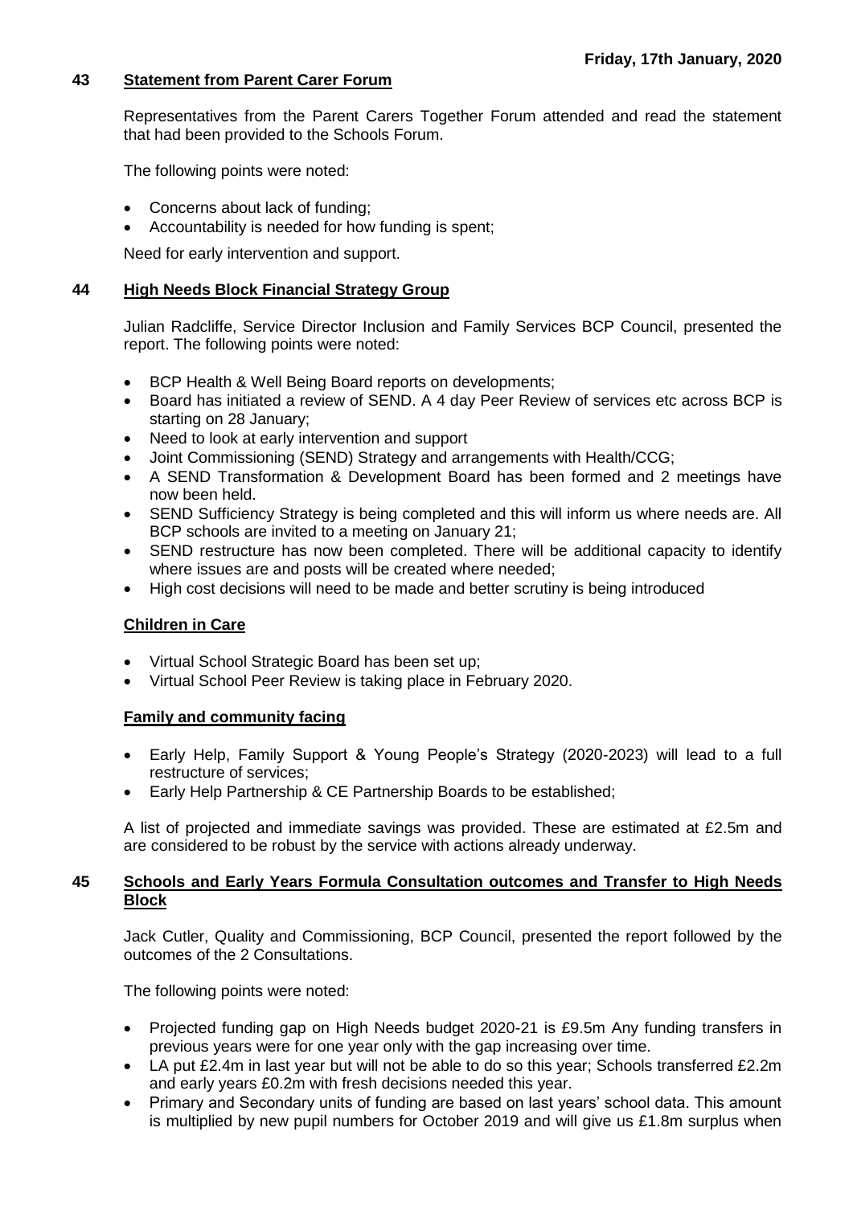**Friday, 17th January, 2020**

## 43 Statement from Parent Carer Forum

Representatives from the Parent Carers Together Forum attended and read the statement that had been provided to the Schools Forum.

The following points were noted:

- Concerns about lack of funding;
- Accountability is needed for how funding is spent;

Need for early intervention and support.

## 44 High Needs Block Financial Strategy Group

Julian Radcliffe, Service Director Inclusion and Family Services BCP Council, presented the report. The following points were noted:

- BCP Health & Well Being Board reports on developments;
- Board has initiated a review of SEND. A 4 day Peer Review of services etc across BCP is starting on 28 January;
- Need to look at early intervention and support
- Joint Commissioning (SEND) Strategy and arrangements with Health/CCG;
- A SEND Transformation & Development Board has been formed and 2 meetings have now been held.
- SEND Sufficiency Strategy is being completed and this will inform us where needs are. All BCP schools are invited to a meeting on January 21;
- SEND restructure has now been completed. There will be additional capacity to identify where issues are and posts will be created where needed;
- High cost decisions will need to be made and better scrutiny is being introduced

### Children in Care

- Virtual School Strategic Board has been set up;
- Virtual School Peer Review is taking place in February 2020.

### Family and community facing

- Early Help, Family Support & Young People's Strategy (2020-2023) will lead to a full restructure of services;
- Early Help Partnership & CE Partnership Boards to be established;

A list of projected and immediate savings was provided. These are estimated at £2.5m and are considered to be robust by the service with actions already underway.

## 45 Schools and Early Years Formula Consultation outcomes and Transfer to High Needs Block

Jack Cutler, Quality and Commissioning, BCP Council, presented the report followed by the outcomes of the 2 Consultations.

The following points were noted:

- Projected funding gap on High Needs budget 2020-21 is £9.5m Any funding transfers in previous years were for one year only with the gap increasing over time.
- LA put £2.4m in last year but will not be able to do so this year; Schools transferred £2.2m and early years £0.2m with fresh decisions needed this year.
- Primary and Secondary units of funding are based on last years' school data. This amount is multiplied by new pupil numbers for October 2019 and will give us £1.8m surplus when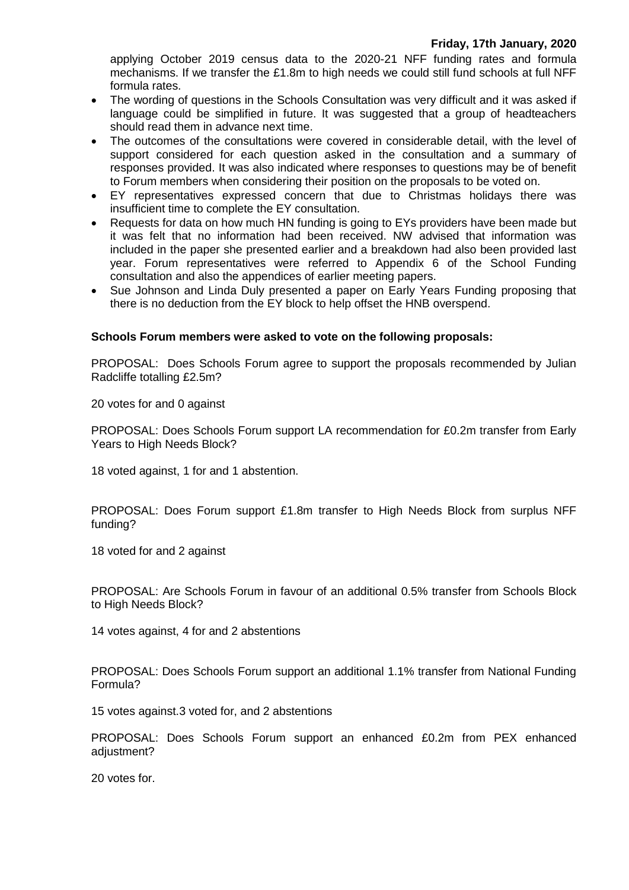applying October 2019 census data to the 2020-21 NFF funding rates and formula mechanisms. If we transfer the £1.8m to high needs we could still fund schools at full NFF formula rates.

- The wording of questions in the Schools Consultation was very difficult and it was asked if language could be simplified in future. It was suggested that a group of headteachers should read them in advance next time.
- The outcomes of the consultations were covered in considerable detail, with the level of support considered for each question asked in the consultation and a summary of responses provided. It was also indicated where responses to questions may be of benefit to Forum members when considering their position on the proposals to be voted on.
- EY representatives expressed concern that due to Christmas holidays there was insufficient time to complete the EY consultation.
- Requests for data on how much HN funding is going to EYs providers have been made but it was felt that no information had been received. NW advised that information was included in the paper she presented earlier and a breakdown had also been provided last year. Forum representatives were referred to Appendix 6 of the School Funding consultation and also the appendices of earlier meeting papers.
- Sue Johnson and Linda Duly presented a paper on Early Years Funding proposing that there is no deduction from the EY block to help offset the HNB overspend.

**Schools Forum members were asked to vote on the following proposals:**

PROPOSAL: Does Schools Forum agree to support the proposals recommended by Julian Radcliffe totalling £2.5m?

20 votes for and 0 against

PROPOSAL: Does Schools Forum support LA recommendation for £0.2m transfer from Early Years to High Needs Block?

18 voted against, 1 for and 1 abstention.

PROPOSAL: Does Forum support £1.8m transfer to High Needs Block from surplus NFF funding?

18 voted for and 2 against

PROPOSAL: Are Schools Forum in favour of an additional 0.5% transfer from Schools Block to High Needs Block?

14 votes against, 4 for and 2 abstentions

PROPOSAL: Does Schools Forum support an additional 1.1% transfer from National Funding Formula?

15 votes against.3 voted for, and 2 abstentions

PROPOSAL: Does Schools Forum support an enhanced £0.2m from PEX enhanced adjustment?

20 votes for.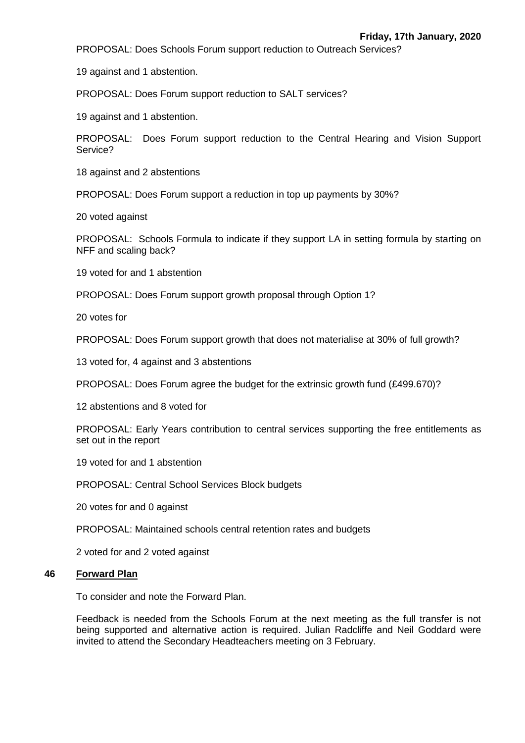PROPOSAL: Does Schools Forum support reduction to Outreach Services?

19 against and 1 abstention.

PROPOSAL: Does Forum support reduction to SALT services?

19 against and 1 abstention.

PROPOSAL: Does Forum support reduction to the Central Hearing and Vision Support Service?

18 against and 2 abstentions

PROPOSAL: Does Forum support a reduction in top up payments by 30%?

20 voted against

PROPOSAL: Schools Formula to indicate if they support LA in setting formula by starting on NFF and scaling back?

19 voted for and 1 abstention

PROPOSAL: Does Forum support growth proposal through Option 1?

20 votes for

PROPOSAL: Does Forum support growth that does not materialise at 30% of full growth?

13 voted for, 4 against and 3 abstentions

PROPOSAL: Does Forum agree the budget for the extrinsic growth fund (£499.670)?

12 abstentions and 8 voted for

PROPOSAL: Early Years contribution to central services supporting the free entitlements as set out in the report

19 voted for and 1 abstention

PROPOSAL: Central School Services Block budgets

20 votes for and 0 against

PROPOSAL: Maintained schools central retention rates and budgets

2 voted for and 2 voted against

## 46 Forward Plan

To consider and note the Forward Plan.

Feedback is needed from the Schools Forum at the next meeting as the full transfer is not being supported and alternative action is required. Julian Radcliffe and Neil Goddard were invited to attend the Secondary Headteachers meeting on 3 February.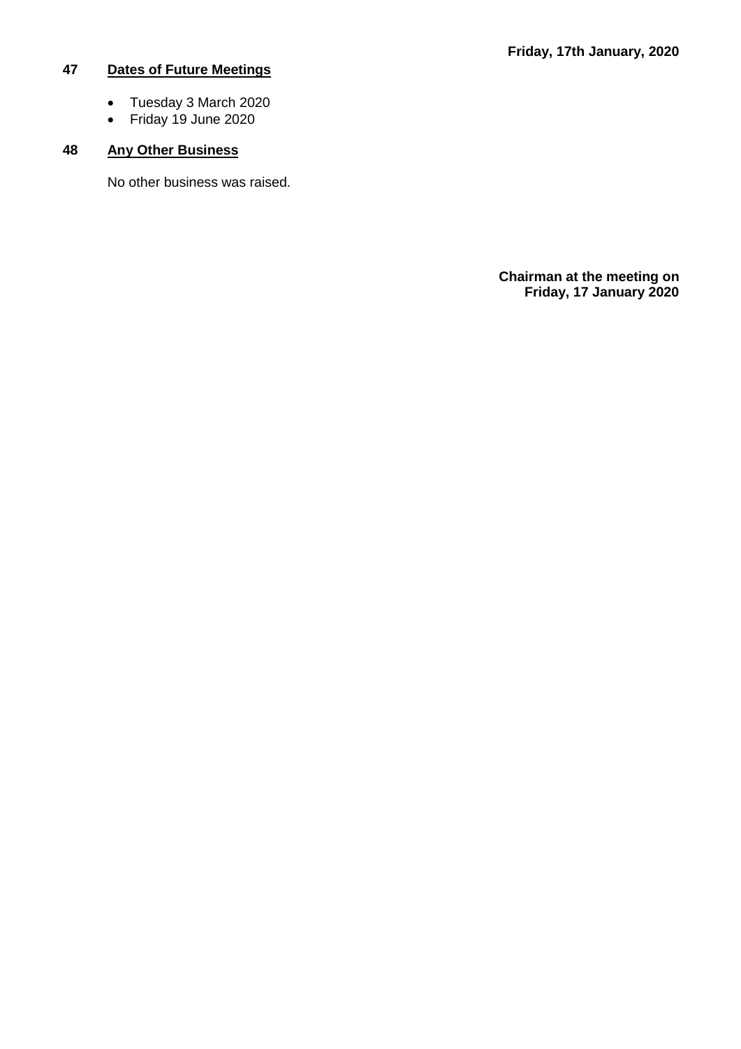## 47 Dates of Future Meetings

- Tuesday 3 March 2020
- Friday 19 June 2020

## 48 Any Other Business

No other business was raised.

**Chairman at the meeting on**
**Friday, 17 January 2020**